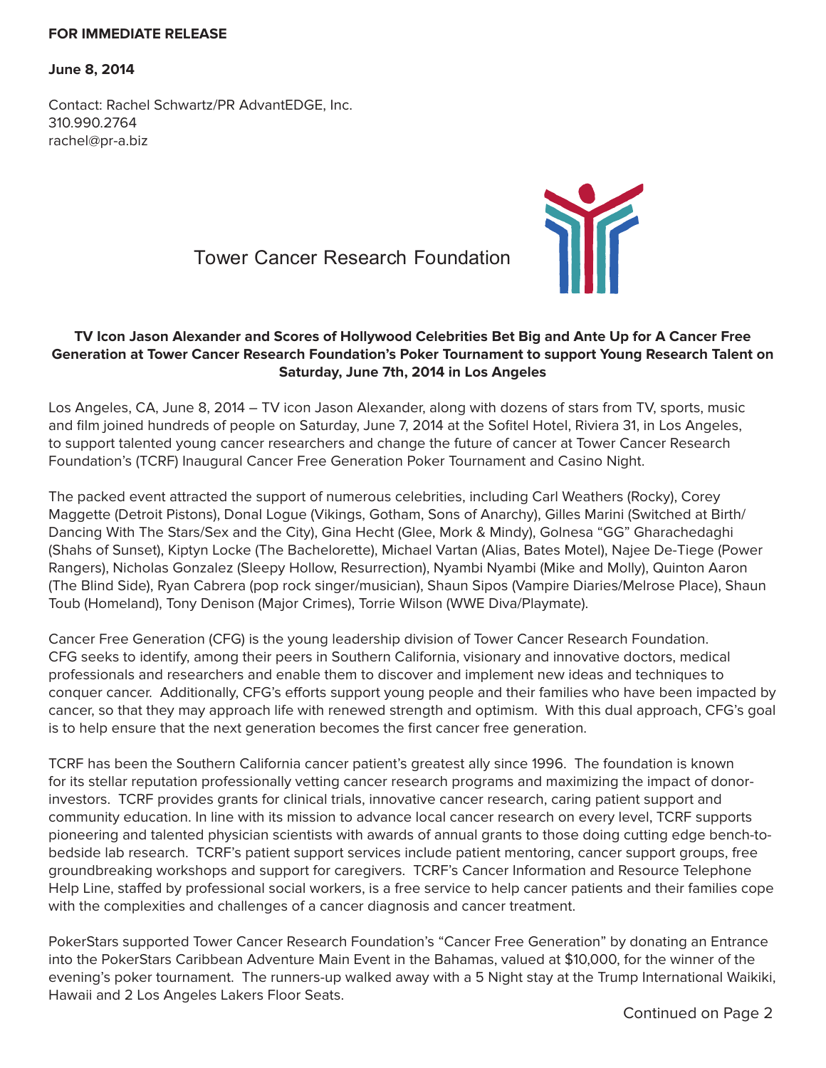**FOR IMMEDIATE RELEASE**

**June 8, 2014**

Contact: Rachel Schwartz/PR AdvantEDGE, Inc.
310.990.2764
rachel@pr-a.biz

Tower Cancer Research Foundation

**TV Icon Jason Alexander and Scores of Hollywood Celebrities Bet Big and Ante Up for A Cancer Free Generation at Tower Cancer Research Foundation's Poker Tournament to support Young Research Talent on Saturday, June 7th, 2014 in Los Angeles**

Los Angeles, CA, June 8, 2014 – TV icon Jason Alexander, along with dozens of stars from TV, sports, music and film joined hundreds of people on Saturday, June 7, 2014 at the Sofitel Hotel, Riviera 31, in Los Angeles, to support talented young cancer researchers and change the future of cancer at Tower Cancer Research Foundation's (TCRF) Inaugural Cancer Free Generation Poker Tournament and Casino Night.

The packed event attracted the support of numerous celebrities, including Carl Weathers (Rocky), Corey Maggette (Detroit Pistons), Donal Logue (Vikings, Gotham, Sons of Anarchy), Gilles Marini (Switched at Birth/Dancing With The Stars/Sex and the City), Gina Hecht (Glee, Mork & Mindy), Golnesa "GG" Gharachedaghi (Shahs of Sunset), Kiptyn Locke (The Bachelorette), Michael Vartan (Alias, Bates Motel), Najee De-Tiege (Power Rangers), Nicholas Gonzalez (Sleepy Hollow, Resurrection), Nyambi Nyambi (Mike and Molly), Quinton Aaron (The Blind Side), Ryan Cabrera (pop rock singer/musician), Shaun Sipos (Vampire Diaries/Melrose Place), Shaun Toub (Homeland), Tony Denison (Major Crimes), Torrie Wilson (WWE Diva/Playmate).

Cancer Free Generation (CFG) is the young leadership division of Tower Cancer Research Foundation. CFG seeks to identify, among their peers in Southern California, visionary and innovative doctors, medical professionals and researchers and enable them to discover and implement new ideas and techniques to conquer cancer. Additionally, CFG's efforts support young people and their families who have been impacted by cancer, so that they may approach life with renewed strength and optimism. With this dual approach, CFG's goal is to help ensure that the next generation becomes the first cancer free generation.

TCRF has been the Southern California cancer patient's greatest ally since 1996. The foundation is known for its stellar reputation professionally vetting cancer research programs and maximizing the impact of donor-investors. TCRF provides grants for clinical trials, innovative cancer research, caring patient support and community education. In line with its mission to advance local cancer research on every level, TCRF supports pioneering and talented physician scientists with awards of annual grants to those doing cutting edge bench-to-bedside lab research. TCRF's patient support services include patient mentoring, cancer support groups, free groundbreaking workshops and support for caregivers. TCRF's Cancer Information and Resource Telephone Help Line, staffed by professional social workers, is a free service to help cancer patients and their families cope with the complexities and challenges of a cancer diagnosis and cancer treatment.

PokerStars supported Tower Cancer Research Foundation's "Cancer Free Generation" by donating an Entrance into the PokerStars Caribbean Adventure Main Event in the Bahamas, valued at $10,000, for the winner of the evening's poker tournament. The runners-up walked away with a 5 Night stay at the Trump International Waikiki, Hawaii and 2 Los Angeles Lakers Floor Seats.

Continued on Page 2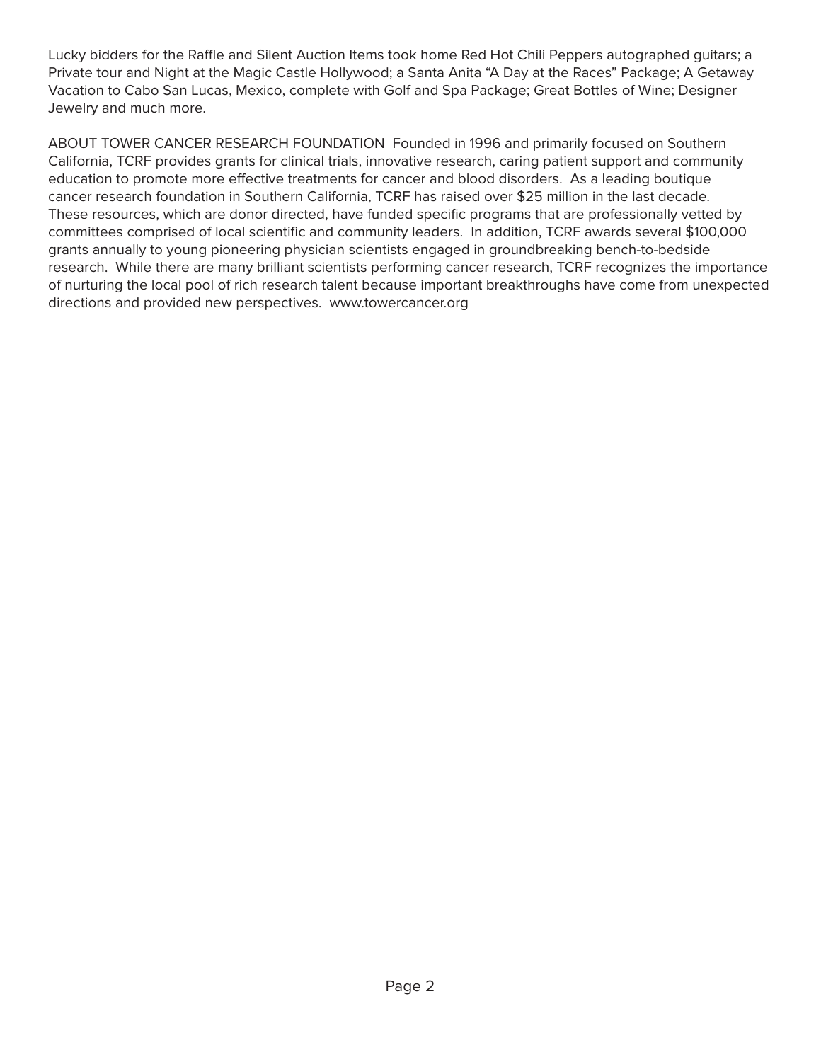Lucky bidders for the Raffle and Silent Auction Items took home Red Hot Chili Peppers autographed guitars; a Private tour and Night at the Magic Castle Hollywood; a Santa Anita "A Day at the Races" Package; A Getaway Vacation to Cabo San Lucas, Mexico, complete with Golf and Spa Package; Great Bottles of Wine; Designer Jewelry and much more.

ABOUT TOWER CANCER RESEARCH FOUNDATION Founded in 1996 and primarily focused on Southern California, TCRF provides grants for clinical trials, innovative research, caring patient support and community education to promote more effective treatments for cancer and blood disorders. As a leading boutique cancer research foundation in Southern California, TCRF has raised over $25 million in the last decade. These resources, which are donor directed, have funded specific programs that are professionally vetted by committees comprised of local scientific and community leaders. In addition, TCRF awards several $100,000 grants annually to young pioneering physician scientists engaged in groundbreaking bench-to-bedside research. While there are many brilliant scientists performing cancer research, TCRF recognizes the importance of nurturing the local pool of rich research talent because important breakthroughs have come from unexpected directions and provided new perspectives. www.towercancer.org